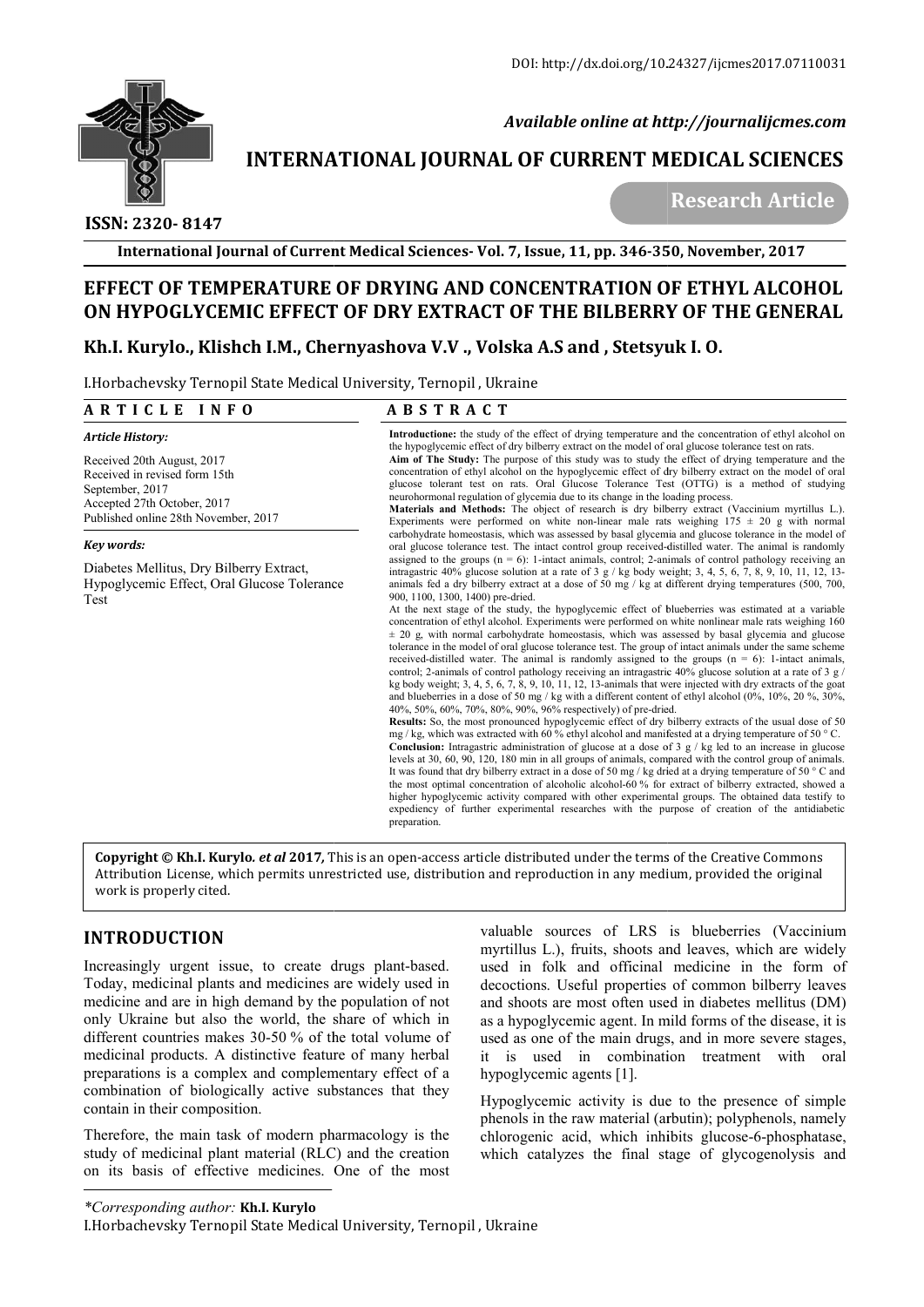DOI: http://dx.doi.org/10.24327/ijcmes2017.07110031

*Available online at http://journalijcmes.com*

# INTERNATIONAL JOURNAL OF CURRENT MEDICAL SCIENCES

**ISSN: 2320- 8147**

**Research Article**

**International Journal of Current Medical Sciences- Vol. 7, Issue, 11, pp. 346-350, November, 2017**

# EFFECT OF TEMPERATURE OF DRYING AND CONCENTRATION OF ETHYL ALCOHOL ON HYPOGLYCEMIC EFFECT OF DRY EXTRACT OF THE BILBERRY OF THE GENERAL

**Kh.I. Kurylo., Klishch I.M., Chernyashova V.V ., Volska A.S and , Stetsyuk I. O.**

I.Horbachevsky Ternopil State Medical University, Ternopil , Ukraine

## ARTICLE INFO

*Article History:*

Received 20th August, 2017
Received in revised form 15th September, 2017
Accepted 27th October, 2017
Published online 28th November, 2017

*Key words:*

Diabetes Mellitus, Dry Bilberry Extract, Hypoglycemic Effect, Oral Glucose Tolerance Test

## ABSTRACT

**Introductione:** the study of the effect of drying temperature and the concentration of ethyl alcohol on the hypoglycemic effect of dry bilberry extract on the model of oral glucose tolerance test on rats.

**Aim of The Study:** The purpose of this study was to study the effect of drying temperature and the concentration of ethyl alcohol on the hypoglycemic effect of dry bilberry extract on the model of oral glucose tolerant test on rats. Oral Glucose Tolerance Test (OTTG) is a method of studying neurohormonal regulation of glycemia due to its change in the loading process.

**Materials and Methods:** The object of research is dry bilberry extract (Vaccinium myrtillus L.). Experiments were performed on white non-linear male rats weighing 175 ± 20 g with normal carbohydrate homeostasis, which was assessed by basal glycemia and glucose tolerance in the model of oral glucose tolerance test. The intact control group received-distilled water. The animal is randomly assigned to the groups (n = 6): 1-intact animals, control; 2-animals of control pathology receiving an intragastric 40% glucose solution at a rate of 3 g / kg body weight; 3, 4, 5, 6, 7, 8, 9, 10, 11, 12, 13-animals fed a dry bilberry extract at a dose of 50 mg / kg at different drying temperatures (500, 700, 900, 1100, 1300, 1400) pre-dried.

At the next stage of the study, the hypoglycemic effect of blueberries was estimated at a variable concentration of ethyl alcohol. Experiments were performed on white nonlinear male rats weighing 160 ± 20 g, with normal carbohydrate homeostasis, which was assessed by basal glycemia and glucose tolerance in the model of oral glucose tolerance test. The group of intact animals under the same scheme received-distilled water. The animal is randomly assigned to the groups (n = 6): 1-intact animals, control; 2-animals of control pathology receiving an intragastric 40% glucose solution at a rate of 3 g / kg body weight; 3, 4, 5, 6, 7, 8, 9, 10, 11, 12, 13-animals that were injected with dry extracts of the goat and blueberries in a dose of 50 mg / kg with a different content of ethyl alcohol (0%, 10%, 20 %, 30%, 40%, 50%, 60%, 70%, 80%, 90%, 96% respectively) of pre-dried.

**Results:** So, the most pronounced hypoglycemic effect of dry bilberry extracts of the usual dose of 50 mg / kg, which was extracted with 60 % ethyl alcohol and manifested at a drying temperature of 50 ° C.

**Conclusion:** Intragastric administration of glucose at a dose of 3 g / kg led to an increase in glucose levels at 30, 60, 90, 120, 180 min in all groups of animals, compared with the control group of animals. It was found that dry bilberry extract in a dose of 50 mg / kg dried at a drying temperature of 50 ° C and the most optimal concentration of alcoholic alcohol-60 % for extract of bilberry extracted, showed a higher hypoglycemic activity compared with other experimental groups. The obtained data testify to expediency of further experimental researches with the purpose of creation of the antidiabetic preparation.

**Copyright © Kh.I. Kurylo.** ***et al*** **2017,** This is an open-access article distributed under the terms of the Creative Commons Attribution License, which permits unrestricted use, distribution and reproduction in any medium, provided the original work is properly cited.

## INTRODUCTION

Increasingly urgent issue, to create drugs plant-based. Today, medicinal plants and medicines are widely used in medicine and are in high demand by the population of not only Ukraine but also the world, the share of which in different countries makes 30-50 % of the total volume of medicinal products. A distinctive feature of many herbal preparations is a complex and complementary effect of a combination of biologically active substances that they contain in their composition.

Therefore, the main task of modern pharmacology is the study of medicinal plant material (RLC) and the creation on its basis of effective medicines. One of the most valuable sources of LRS is blueberries (Vaccinium myrtillus L.), fruits, shoots and leaves, which are widely used in folk and officinal medicine in the form of decoctions. Useful properties of common bilberry leaves and shoots are most often used in diabetes mellitus (DM) as a hypoglycemic agent. In mild forms of the disease, it is used as one of the main drugs, and in more severe stages, it is used in combination treatment with oral hypoglycemic agents [1].

Hypoglycemic activity is due to the presence of simple phenols in the raw material (arbutin); polyphenols, namely chlorogenic acid, which inhibits glucose-6-phosphatase, which catalyzes the final stage of glycogenolysis and

*\*Corresponding author:* **Kh.I. Kurylo**
I.Horbachevsky Ternopil State Medical University, Ternopil , Ukraine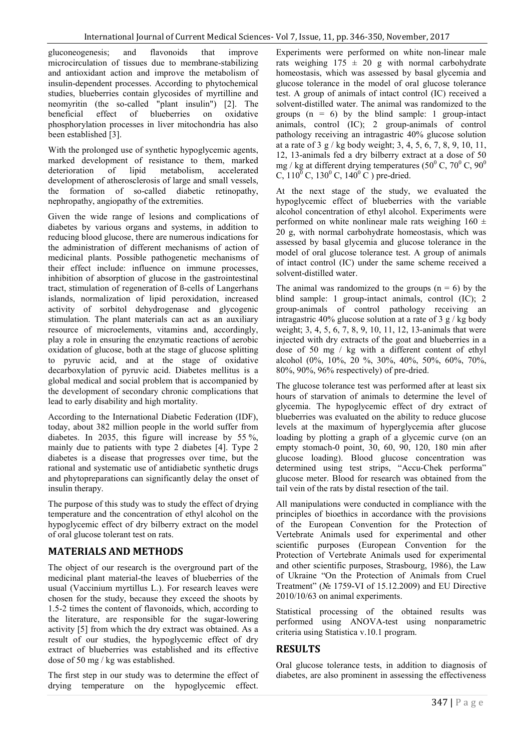gluconeogenesis; and flavonoids that improve microcirculation of tissues due to membrane-stabilizing and antioxidant action and improve the metabolism of insulin-dependent processes. According to phytochemical studies, blueberries contain glycosides of myrtilline and neomyritin (the so-called "plant insulin") [2]. The beneficial effect of blueberries on oxidative phosphorylation processes in liver mitochondria has also been established [3].

With the prolonged use of synthetic hypoglycemic agents, marked development of resistance to them, marked deterioration of lipid metabolism, accelerated development of atherosclerosis of large and small vessels, the formation of so-called diabetic retinopathy, nephropathy, angiopathy of the extremities.

Given the wide range of lesions and complications of diabetes by various organs and systems, in addition to reducing blood glucose, there are numerous indications for the administration of different mechanisms of action of medicinal plants. Possible pathogenetic mechanisms of their effect include: influence on immune processes, inhibition of absorption of glucose in the gastrointestinal tract, stimulation of regeneration of ß-cells of Langerhans islands, normalization of lipid peroxidation, increased activity of sorbitol dehydrogenase and glycogenic stimulation. The plant materials can act as an auxiliary resource of microelements, vitamins and, accordingly, play a role in ensuring the enzymatic reactions of aerobic oxidation of glucose, both at the stage of glucose splitting to pyruvic acid, and at the stage of oxidative decarboxylation of pyruvic acid. Diabetes mellitus is a global medical and social problem that is accompanied by the development of secondary chronic complications that lead to early disability and high mortality.

According to the International Diabetic Federation (IDF), today, about 382 million people in the world suffer from diabetes. In 2035, this figure will increase by 55 %, mainly due to patients with type 2 diabetes [4]. Type 2 diabetes is a disease that progresses over time, but the rational and systematic use of antidiabetic synthetic drugs and phytopreparations can significantly delay the onset of insulin therapy.

The purpose of this study was to study the effect of drying temperature and the concentration of ethyl alcohol on the hypoglycemic effect of dry bilberry extract on the model of oral glucose tolerant test on rats.

## MATERIALS AND METHODS

The object of our research is the overground part of the medicinal plant material-the leaves of blueberries of the usual (Vaccinium myrtillus L.). For research leaves were chosen for the study, because they exceed the shoots by 1.5-2 times the content of flavonoids, which, according to the literature, are responsible for the sugar-lowering activity [5] from which the dry extract was obtained. As a result of our studies, the hypoglycemic effect of dry extract of blueberries was established and its effective dose of 50 mg / kg was established.

The first step in our study was to determine the effect of drying temperature on the hypoglycemic effect. Experiments were performed on white non-linear male rats weighing 175 ± 20 g with normal carbohydrate homeostasis, which was assessed by basal glycemia and glucose tolerance in the model of oral glucose tolerance test. A group of animals of intact control (IC) received a solvent-distilled water. The animal was randomized to the groups (n = 6) by the blind sample: 1 group-intact animals, control (IC); 2 group-animals of control pathology receiving an intragastric 40% glucose solution at a rate of 3 g / kg body weight; 3, 4, 5, 6, 7, 8, 9, 10, 11, 12, 13-animals fed a dry bilberry extract at a dose of 50 mg / kg at different drying temperatures ($50^0$ C, $70^0$ C, $90^0$ C, $110^0$ C, $130^0$ C, $140^0$ C ) pre-dried.

At the next stage of the study, we evaluated the hypoglycemic effect of blueberries with the variable alcohol concentration of ethyl alcohol. Experiments were performed on white nonlinear male rats weighing 160 ± 20 g, with normal carbohydrate homeostasis, which was assessed by basal glycemia and glucose tolerance in the model of oral glucose tolerance test. A group of animals of intact control (IC) under the same scheme received a solvent-distilled water.

The animal was randomized to the groups (n = 6) by the blind sample: 1 group-intact animals, control (IC); 2 group-animals of control pathology receiving an intragastric 40% glucose solution at a rate of 3 g / kg body weight; 3, 4, 5, 6, 7, 8, 9, 10, 11, 12, 13-animals that were injected with dry extracts of the goat and blueberries in a dose of 50 mg / kg with a different content of ethyl alcohol (0%, 10%, 20 %, 30%, 40%, 50%, 60%, 70%, 80%, 90%, 96% respectively) of pre-dried.

The glucose tolerance test was performed after at least six hours of starvation of animals to determine the level of glycemia. The hypoglycemic effect of dry extract of blueberries was evaluated on the ability to reduce glucose levels at the maximum of hyperglycemia after glucose loading by plotting a graph of a glycemic curve (on an empty stomach-0 point, 30, 60, 90, 120, 180 min after glucose loading). Blood glucose concentration was determined using test strips, "Accu-Chek performa" glucose meter. Blood for research was obtained from the tail vein of the rats by distal resection of the tail.

All manipulations were conducted in compliance with the principles of bioethics in accordance with the provisions of the European Convention for the Protection of Vertebrate Animals used for experimental and other scientific purposes (European Convention for the Protection of Vertebrate Animals used for experimental and other scientific purposes, Strasbourg, 1986), the Law of Ukraine "On the Protection of Animals from Cruel Treatment" (№ 1759-VI of 15.12.2009) and EU Directive 2010/10/63 on animal experiments.

Statistical processing of the obtained results was performed using ANOVA-test using nonparametric criteria using Statistica v.10.1 program.

## RESULTS

Oral glucose tolerance tests, in addition to diagnosis of diabetes, are also prominent in assessing the effectiveness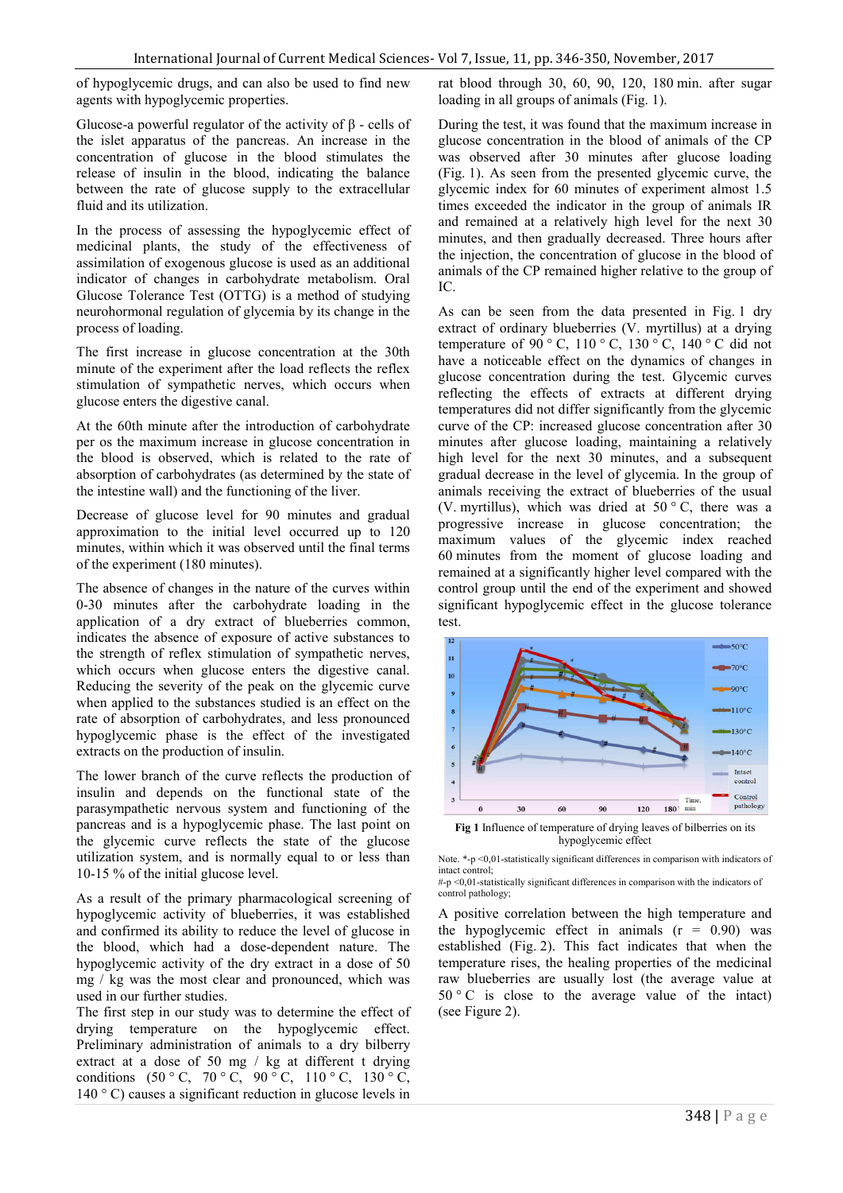of hypoglycemic drugs, and can also be used to find new agents with hypoglycemic properties.

Glucose-a powerful regulator of the activity of β - cells of the islet apparatus of the pancreas. An increase in the concentration of glucose in the blood stimulates the release of insulin in the blood, indicating the balance between the rate of glucose supply to the extracellular fluid and its utilization.

In the process of assessing the hypoglycemic effect of medicinal plants, the study of the effectiveness of assimilation of exogenous glucose is used as an additional indicator of changes in carbohydrate metabolism. Oral Glucose Tolerance Test (OTTG) is a method of studying neurohormonal regulation of glycemia by its change in the process of loading.

The first increase in glucose concentration at the 30th minute of the experiment after the load reflects the reflex stimulation of sympathetic nerves, which occurs when glucose enters the digestive canal.

At the 60th minute after the introduction of carbohydrate per os the maximum increase in glucose concentration in the blood is observed, which is related to the rate of absorption of carbohydrates (as determined by the state of the intestine wall) and the functioning of the liver.

Decrease of glucose level for 90 minutes and gradual approximation to the initial level occurred up to 120 minutes, within which it was observed until the final terms of the experiment (180 minutes).

The absence of changes in the nature of the curves within 0-30 minutes after the carbohydrate loading in the application of a dry extract of blueberries common, indicates the absence of exposure of active substances to the strength of reflex stimulation of sympathetic nerves, which occurs when glucose enters the digestive canal. Reducing the severity of the peak on the glycemic curve when applied to the substances studied is an effect on the rate of absorption of carbohydrates, and less pronounced hypoglycemic phase is the effect of the investigated extracts on the production of insulin.

The lower branch of the curve reflects the production of insulin and depends on the functional state of the parasympathetic nervous system and functioning of the pancreas and is a hypoglycemic phase. The last point on the glycemic curve reflects the state of the glucose utilization system, and is normally equal to or less than 10-15 % of the initial glucose level.

As a result of the primary pharmacological screening of hypoglycemic activity of blueberries, it was established and confirmed its ability to reduce the level of glucose in the blood, which had a dose-dependent nature. The hypoglycemic activity of the dry extract in a dose of 50 mg / kg was the most clear and pronounced, which was used in our further studies.

The first step in our study was to determine the effect of drying temperature on the hypoglycemic effect. Preliminary administration of animals to a dry bilberry extract at a dose of 50 mg / kg at different t drying conditions (50 ° C, 70 ° C, 90 ° C, 110 ° C, 130 ° C, 140 ° C) causes a significant reduction in glucose levels in rat blood through 30, 60, 90, 120, 180 min. after sugar loading in all groups of animals (Fig. 1).

During the test, it was found that the maximum increase in glucose concentration in the blood of animals of the CP was observed after 30 minutes after glucose loading (Fig. 1). As seen from the presented glycemic curve, the glycemic index for 60 minutes of experiment almost 1.5 times exceeded the indicator in the group of animals IR and remained at a relatively high level for the next 30 minutes, and then gradually decreased. Three hours after the injection, the concentration of glucose in the blood of animals of the CP remained higher relative to the group of IC.

As can be seen from the data presented in Fig. 1 dry extract of ordinary blueberries (V. myrtillus) at a drying temperature of 90 ° C, 110 ° C, 130 ° C, 140 ° C did not have a noticeable effect on the dynamics of changes in glucose concentration during the test. Glycemic curves reflecting the effects of extracts at different drying temperatures did not differ significantly from the glycemic curve of the CP: increased glucose concentration after 30 minutes after glucose loading, maintaining a relatively high level for the next 30 minutes, and a subsequent gradual decrease in the level of glycemia. In the group of animals receiving the extract of blueberries of the usual (V. myrtillus), which was dried at 50 ° C, there was a progressive increase in glucose concentration; the maximum values of the glycemic index reached 60 minutes from the moment of glucose loading and remained at a significantly higher level compared with the control group until the end of the experiment and showed significant hypoglycemic effect in the glucose tolerance test.

**Fig 1** Influence of temperature of drying leaves of bilberries on its hypoglycemic effect

Note. *-p <0,01-statistically significant differences in comparison with indicators of intact control;
#-p <0,01-statistically significant differences in comparison with the indicators of control pathology;

A positive correlation between the high temperature and the hypoglycemic effect in animals (r = 0.90) was established (Fig. 2). This fact indicates that when the temperature rises, the healing properties of the medicinal raw blueberries are usually lost (the average value at 50 ° C is close to the average value of the intact) (see Figure 2).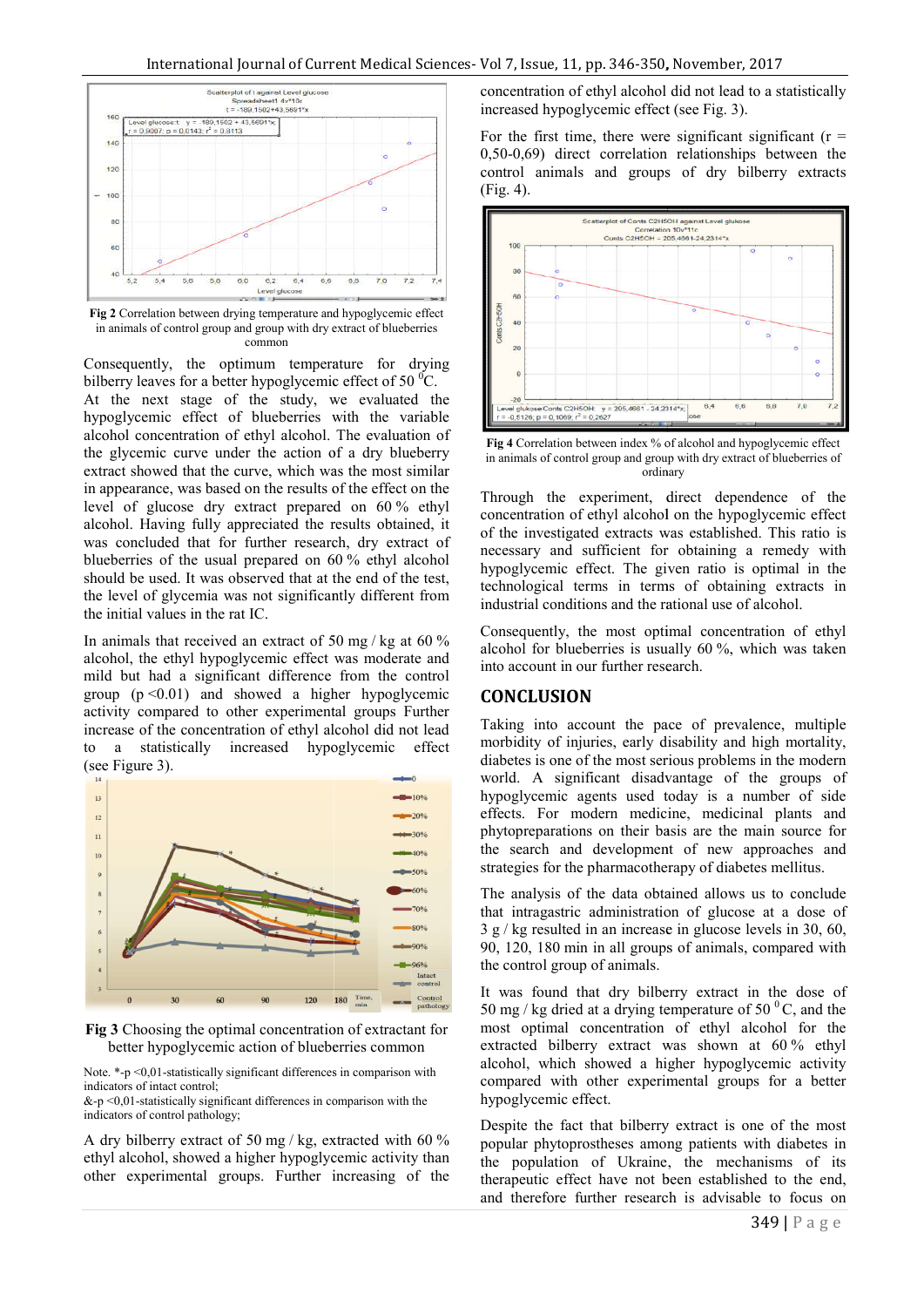Fig 2 Correlation between drying temperature and hypoglycemic effect in animals of control group and group with dry extract of blueberries common

Consequently, the optimum temperature for drying bilberry leaves for a better hypoglycemic effect of 50 $^0$C. At the next stage of the study, we evaluated the hypoglycemic effect of blueberries with the variable alcohol concentration of ethyl alcohol. The evaluation of the glycemic curve under the action of a dry blueberry extract showed that the curve, which was the most similar in appearance, was based on the results of the effect on the level of glucose dry extract prepared on 60 % ethyl alcohol. Having fully appreciated the results obtained, it was concluded that for further research, dry extract of blueberries of the usual prepared on 60 % ethyl alcohol should be used. It was observed that at the end of the test, the level of glycemia was not significantly different from the initial values in the rat IC.

In animals that received an extract of 50 mg / kg at 60 % alcohol, the ethyl hypoglycemic effect was moderate and mild but had a significant difference from the control group ($p < 0.01$) and showed a higher hypoglycemic activity compared to other experimental groups Further increase of the concentration of ethyl alcohol did not lead to a statistically increased hypoglycemic effect (see Figure 3).

Fig 3 Choosing the optimal concentration of extractant for better hypoglycemic action of blueberries common

Note. *-p <0,01-statistically significant differences in comparison with indicators of intact control;
&-p <0,01-statistically significant differences in comparison with the indicators of control pathology;

A dry bilberry extract of 50 mg / kg, extracted with 60 % ethyl alcohol, showed a higher hypoglycemic activity than other experimental groups. Further increasing of the concentration of ethyl alcohol did not lead to a statistically increased hypoglycemic effect (see Fig. 3).

For the first time, there were significant significant (r = 0,50-0,69) direct correlation relationships between the control animals and groups of dry bilberry extracts (Fig. 4).

Fig 4 Correlation between index % of alcohol and hypoglycemic effect in animals of control group and group with dry extract of blueberries of ordinary

Through the experiment, direct dependence of the concentration of ethyl alcohol on the hypoglycemic effect of the investigated extracts was established. This ratio is necessary and sufficient for obtaining a remedy with hypoglycemic effect. The given ratio is optimal in the technological terms in terms of obtaining extracts in industrial conditions and the rational use of alcohol.

Consequently, the most optimal concentration of ethyl alcohol for blueberries is usually 60 %, which was taken into account in our further research.

## CONCLUSION

Taking into account the pace of prevalence, multiple morbidity of injuries, early disability and high mortality, diabetes is one of the most serious problems in the modern world. A significant disadvantage of the groups of hypoglycemic agents used today is a number of side effects. For modern medicine, medicinal plants and phytopreparations on their basis are the main source for the search and development of new approaches and strategies for the pharmacotherapy of diabetes mellitus.

The analysis of the data obtained allows us to conclude that intragastric administration of glucose at a dose of 3 g / kg resulted in an increase in glucose levels in 30, 60, 90, 120, 180 min in all groups of animals, compared with the control group of animals.

It was found that dry bilberry extract in the dose of 50 mg / kg dried at a drying temperature of 50 $^0$C, and the most optimal concentration of ethyl alcohol for extracted bilberry extract was shown at 60 % ethyl alcohol, which showed a higher hypoglycemic activity compared with other experimental groups for a better hypoglycemic effect.

Despite the fact that bilberry extract is one of the most popular phytoprostheses among patients with diabetes in the population of Ukraine, the mechanisms of its therapeutic effect have not been established to the end, and therefore further research is advisable to focus on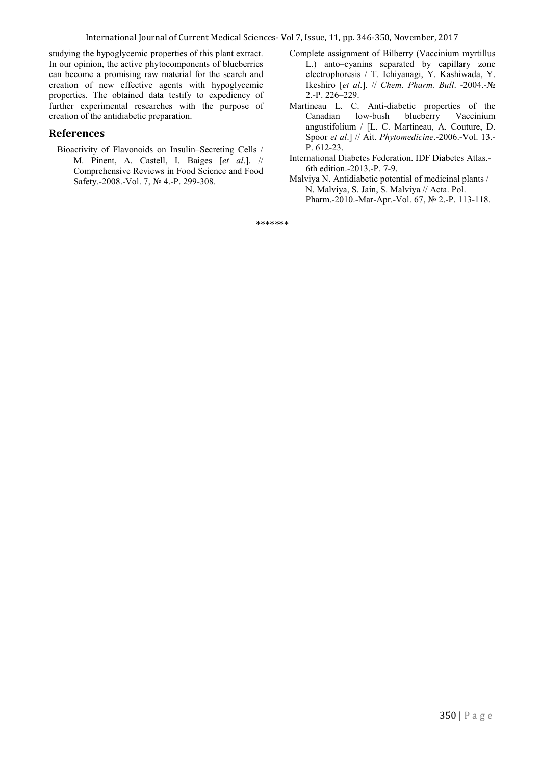studying the hypoglycemic properties of this plant extract. In our opinion, the active phytocomponents of blueberries can become a promising raw material for the search and creation of new effective agents with hypoglycemic properties. The obtained data testify to expediency of further experimental researches with the purpose of creation of the antidiabetic preparation.

## References

Bioactivity of Flavonoids on Insulin–Secreting Cells / M. Pinent, A. Castell, I. Baiges [*et al*.]. // Comprehensive Reviews in Food Science and Food Safety.-2008.-Vol. 7, № 4.-P. 299-308.

Complete assignment of Bilberry (Vaccinium myrtillus L.) anto–cyanins separated by capillary zone electrophoresis / T. Ichiyanagi, Y. Kashiwada, Y. Ikeshiro [*et al*.]. // *Chem. Pharm. Bull*. -2004.-№ 2.-P. 226–229.

Martineau L. C. Anti-diabetic properties of the Canadian low-bush blueberry Vaccinium angustifolium / [L. C. Martineau, A. Couture, D. Spoor *et al*.] // Ait. *Phytomedicine*.-2006.-Vol. 13.-P. 612-23.

International Diabetes Federation. IDF Diabetes Atlas.-6th edition.-2013.-P. 7-9.

Malviya N. Antidiabetic potential of medicinal plants / N. Malviya, S. Jain, S. Malviya // Acta. Pol. Pharm.-2010.-Mar-Apr.-Vol. 67, № 2.-P. 113-118.

\*\*\*\*\*\*\*